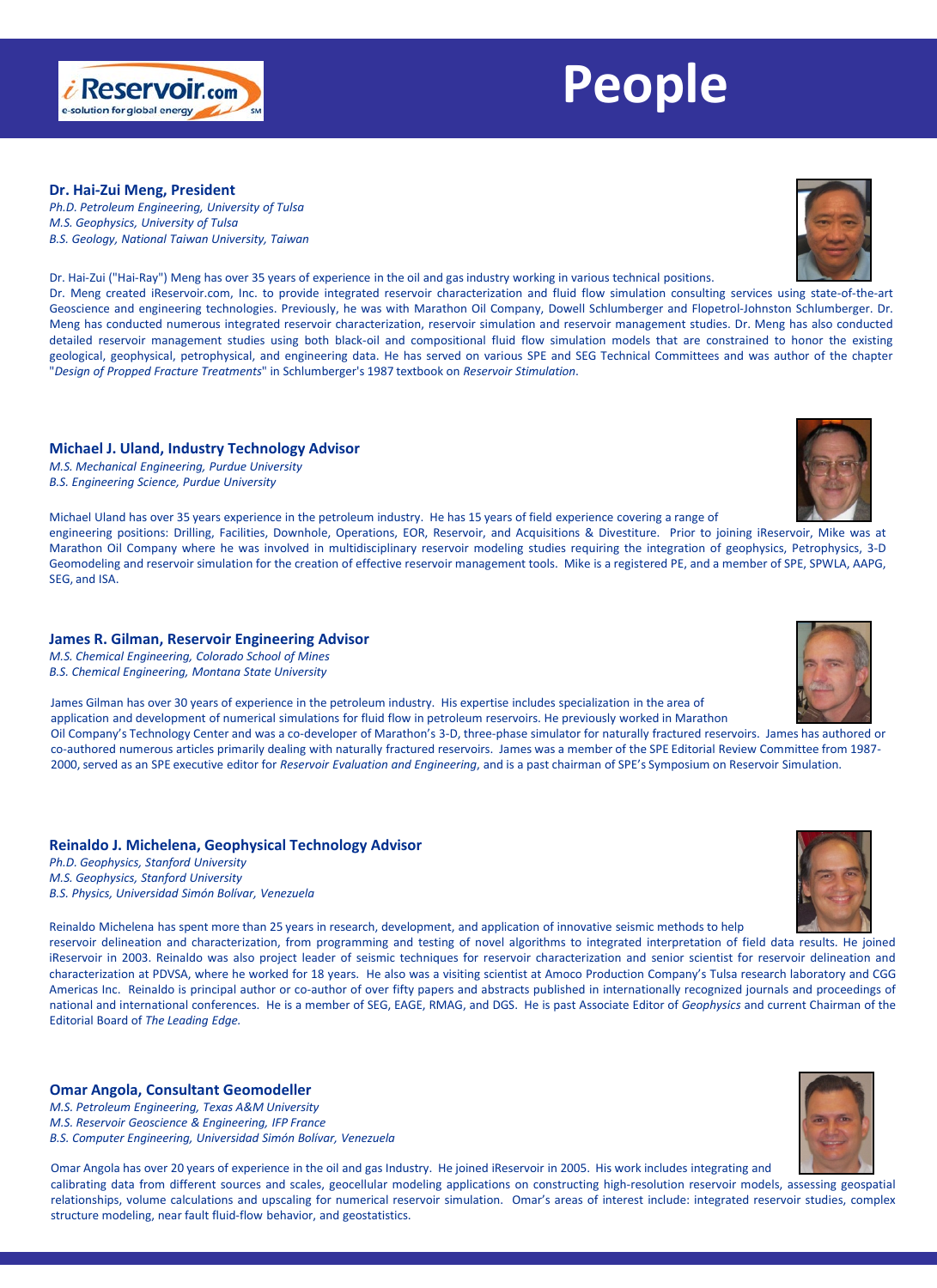# People

**Dr. Hai-Zui Meng, President**

*Ph.D. Petroleum Engineering, University of Tulsa*
*M.S. Geophysics, University of Tulsa*
*B.S. Geology, National Taiwan University, Taiwan*

Dr. Hai-Zui ("Hai-Ray") Meng has over 35 years of experience in the oil and gas industry working in various technical positions.
Dr. Meng created iReservoir.com, Inc. to provide integrated reservoir characterization and fluid flow simulation consulting services using state-of-the-art Geoscience and engineering technologies. Previously, he was with Marathon Oil Company, Dowell Schlumberger and Flopetrol-Johnston Schlumberger. Dr. Meng has conducted numerous integrated reservoir characterization, reservoir simulation and reservoir management studies. Dr. Meng has also conducted detailed reservoir management studies using both black-oil and compositional fluid flow simulation models that are constrained to honor the existing geological, geophysical, petrophysical, and engineering data. He has served on various SPE and SEG Technical Committees and was author of the chapter "*Design of Propped Fracture Treatments*" in Schlumberger's 1987 textbook on *Reservoir Stimulation*.

**Michael J. Uland, Industry Technology Advisor**

*M.S. Mechanical Engineering, Purdue University*
*B.S. Engineering Science, Purdue University*

Michael Uland has over 35 years experience in the petroleum industry. He has 15 years of field experience covering a range of engineering positions: Drilling, Facilities, Downhole, Operations, EOR, Reservoir, and Acquisitions & Divestiture. Prior to joining iReservoir, Mike was at Marathon Oil Company where he was involved in multidisciplinary reservoir modeling studies requiring the integration of geophysics, Petrophysics, 3-D Geomodeling and reservoir simulation for the creation of effective reservoir management tools. Mike is a registered PE, and a member of SPE, SPWLA, AAPG, SEG, and ISA.

**James R. Gilman, Reservoir Engineering Advisor**

*M.S. Chemical Engineering, Colorado School of Mines*
*B.S. Chemical Engineering, Montana State University*

James Gilman has over 30 years of experience in the petroleum industry. His expertise includes specialization in the area of application and development of numerical simulations for fluid flow in petroleum reservoirs. He previously worked in Marathon Oil Company's Technology Center and was a co-developer of Marathon's 3-D, three-phase simulator for naturally fractured reservoirs. James has authored or co-authored numerous articles primarily dealing with naturally fractured reservoirs. James was a member of the SPE Editorial Review Committee from 1987-2000, served as an SPE executive editor for *Reservoir Evaluation and Engineering*, and is a past chairman of SPE's Symposium on Reservoir Simulation.

**Reinaldo J. Michelena, Geophysical Technology Advisor**

*Ph.D. Geophysics, Stanford University*
*M.S. Geophysics, Stanford University*
*B.S. Physics, Universidad Simón Bolívar, Venezuela*

Reinaldo Michelena has spent more than 25 years in research, development, and application of innovative seismic methods to help reservoir delineation and characterization, from programming and testing of novel algorithms to integrated interpretation of field data results. He joined iReservoir in 2003. Reinaldo was also project leader of seismic techniques for reservoir characterization and senior scientist for reservoir delineation and characterization at PDVSA, where he worked for 18 years. He also was a visiting scientist at Amoco Production Company's Tulsa research laboratory and CGG Americas Inc. Reinaldo is principal author or co-author of over fifty papers and abstracts published in internationally recognized journals and proceedings of national and international conferences. He is a member of SEG, EAGE, RMAG, and DGS. He is past Associate Editor of *Geophysics* and current Chairman of the Editorial Board of *The Leading Edge.*

**Omar Angola, Consultant Geomodeller**

*M.S. Petroleum Engineering, Texas A&M University*
*M.S. Reservoir Geoscience & Engineering, IFP France*
*B.S. Computer Engineering, Universidad Simón Bolívar, Venezuela*

Omar Angola has over 20 years of experience in the oil and gas Industry. He joined iReservoir in 2005. His work includes integrating and calibrating data from different sources and scales, geocellular modeling applications on constructing high-resolution reservoir models, assessing geospatial relationships, volume calculations and upscaling for numerical reservoir simulation. Omar's areas of interest include: integrated reservoir studies, complex structure modeling, near fault fluid-flow behavior, and geostatistics.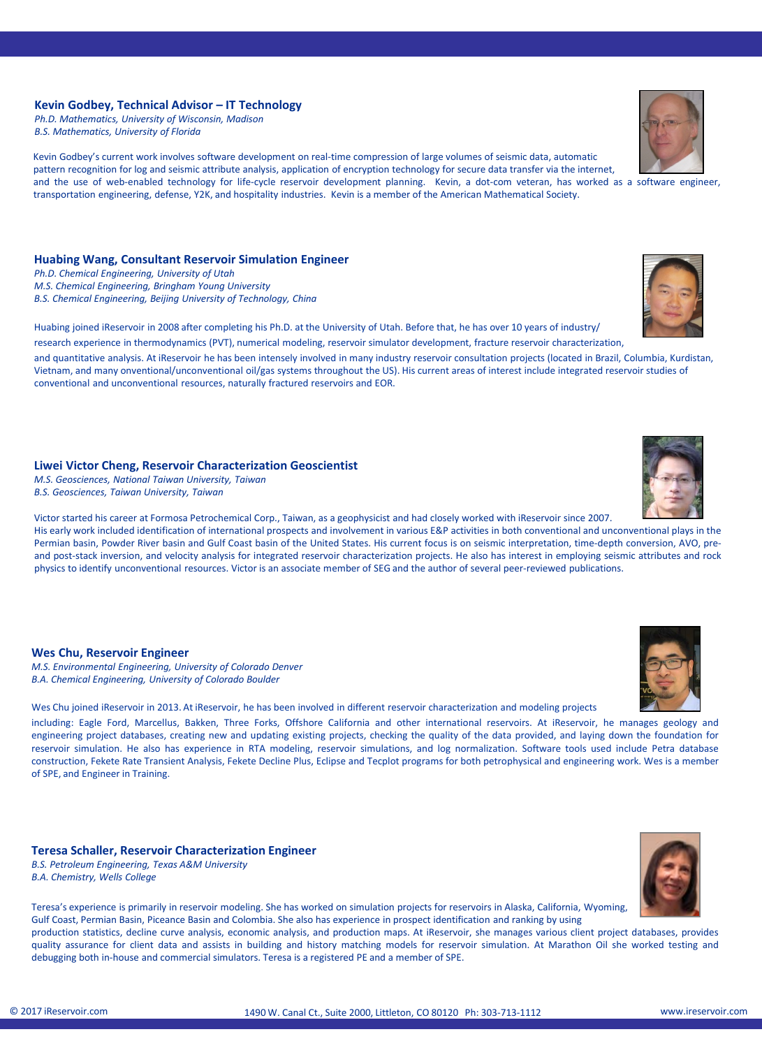### Kevin Godbey, Technical Advisor – IT Technology

*Ph.D. Mathematics, University of Wisconsin, Madison*
*B.S. Mathematics, University of Florida*

Kevin Godbey's current work involves software development on real-time compression of large volumes of seismic data, automatic pattern recognition for log and seismic attribute analysis, application of encryption technology for secure data transfer via the internet, and the use of web-enabled technology for life-cycle reservoir development planning. Kevin, a dot-com veteran, has worked as a software engineer, transportation engineering, defense, Y2K, and hospitality industries. Kevin is a member of the American Mathematical Society.

### Huabing Wang, Consultant Reservoir Simulation Engineer

*Ph.D. Chemical Engineering, University of Utah*
*M.S. Chemical Engineering, Bringham Young University*
*B.S. Chemical Engineering, Beijing University of Technology, China*

Huabing joined iReservoir in 2008 after completing his Ph.D. at the University of Utah. Before that, he has over 10 years of industry/research experience in thermodynamics (PVT), numerical modeling, reservoir simulator development, fracture reservoir characterization, and quantitative analysis. At iReservoir he has been intensely involved in many industry reservoir consultation projects (located in Brazil, Columbia, Kurdistan, Vietnam, and many onventional/unconventional oil/gas systems throughout the US). His current areas of interest include integrated reservoir studies of conventional and unconventional resources, naturally fractured reservoirs and EOR.

### Liwei Victor Cheng, Reservoir Characterization Geoscientist

*M.S. Geosciences, National Taiwan University, Taiwan*
*B.S. Geosciences, Taiwan University, Taiwan*

Victor started his career at Formosa Petrochemical Corp., Taiwan, as a geophysicist and had closely worked with iReservoir since 2007. His early work included identification of international prospects and involvement in various E&P activities in both conventional and unconventional plays in the Permian basin, Powder River basin and Gulf Coast basin of the United States. His current focus is on seismic interpretation, time-depth conversion, AVO, pre- and post-stack inversion, and velocity analysis for integrated reservoir characterization projects. He also has interest in employing seismic attributes and rock physics to identify unconventional resources. Victor is an associate member of SEG and the author of several peer-reviewed publications.

### Wes Chu, Reservoir Engineer

*M.S. Environmental Engineering, University of Colorado Denver*
*B.A. Chemical Engineering, University of Colorado Boulder*

Wes Chu joined iReservoir in 2013. At iReservoir, he has been involved in different reservoir characterization and modeling projects including: Eagle Ford, Marcellus, Bakken, Three Forks, Offshore California and other international reservoirs. At iReservoir, he manages geology and engineering project databases, creating new and updating existing projects, checking the quality of the data provided, and laying down the foundation for reservoir simulation. He also has experience in RTA modeling, reservoir simulations, and log normalization. Software tools used include Petra database construction, Fekete Rate Transient Analysis, Fekete Decline Plus, Eclipse and Tecplot programs for both petrophysical and engineering work. Wes is a member of SPE, and Engineer in Training.

### Teresa Schaller, Reservoir Characterization Engineer

*B.S. Petroleum Engineering, Texas A&M University*
*B.A. Chemistry, Wells College*

Teresa's experience is primarily in reservoir modeling. She has worked on simulation projects for reservoirs in Alaska, California, Wyoming, Gulf Coast, Permian Basin, Piceance Basin and Colombia. She also has experience in prospect identification and ranking by using production statistics, decline curve analysis, economic analysis, and production maps. At iReservoir, she manages various client project databases, provides quality assurance for client data and assists in building and history matching models for reservoir simulation. At Marathon Oil she worked testing and debugging both in-house and commercial simulators. Teresa is a registered PE and a member of SPE.